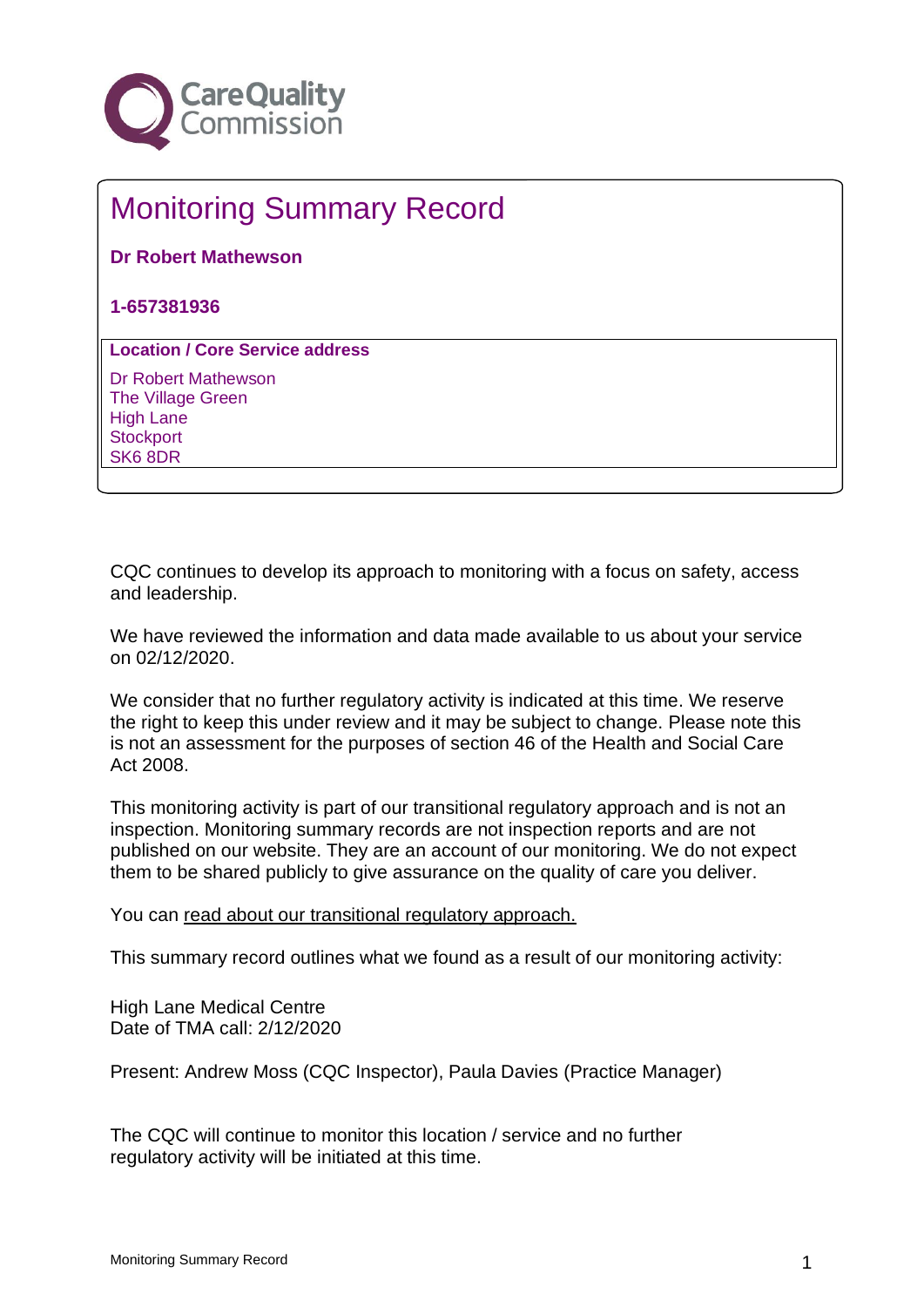Care Quality Commission

# Monitoring Summary Record

**Dr Robert Mathewson**

**1-657381936**

**Location / Core Service address**

Dr Robert Mathewson
The Village Green
High Lane
Stockport
SK6 8DR

CQC continues to develop its approach to monitoring with a focus on safety, access and leadership.

We have reviewed the information and data made available to us about your service on 02/12/2020.

We consider that no further regulatory activity is indicated at this time. We reserve the right to keep this under review and it may be subject to change. Please note this is not an assessment for the purposes of section 46 of the Health and Social Care Act 2008.

This monitoring activity is part of our transitional regulatory approach and is not an inspection. Monitoring summary records are not inspection reports and are not published on our website. They are an account of our monitoring. We do not expect them to be shared publicly to give assurance on the quality of care you deliver.

You can read about our transitional regulatory approach.

This summary record outlines what we found as a result of our monitoring activity:

High Lane Medical Centre
Date of TMA call: 2/12/2020

Present: Andrew Moss (CQC Inspector), Paula Davies (Practice Manager)

The CQC will continue to monitor this location / service and no further regulatory activity will be initiated at this time.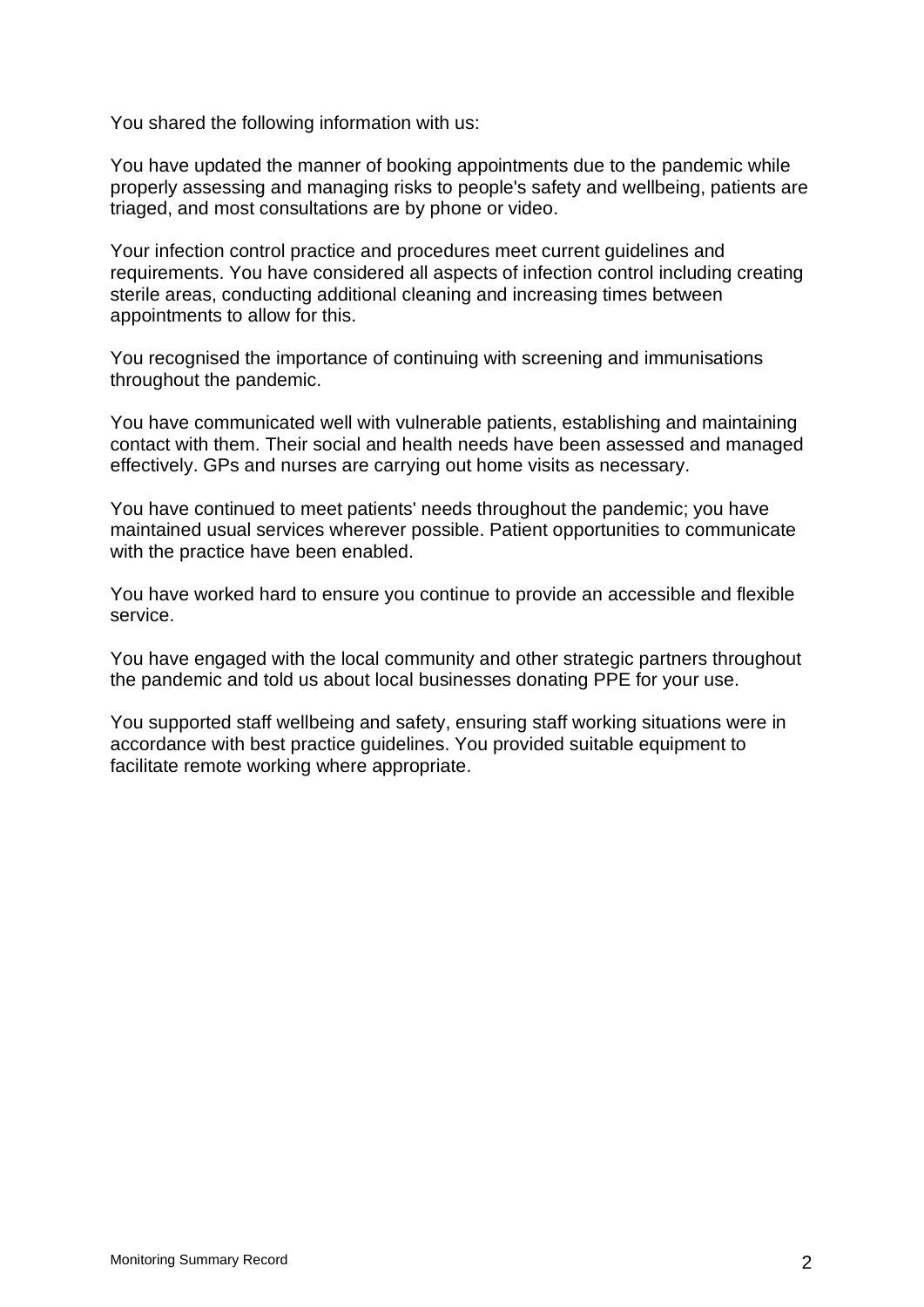You shared the following information with us:

You have updated the manner of booking appointments due to the pandemic while properly assessing and managing risks to people's safety and wellbeing, patients are triaged, and most consultations are by phone or video.

Your infection control practice and procedures meet current guidelines and requirements. You have considered all aspects of infection control including creating sterile areas, conducting additional cleaning and increasing times between appointments to allow for this.

You recognised the importance of continuing with screening and immunisations throughout the pandemic.

You have communicated well with vulnerable patients, establishing and maintaining contact with them. Their social and health needs have been assessed and managed effectively. GPs and nurses are carrying out home visits as necessary.

You have continued to meet patients' needs throughout the pandemic; you have maintained usual services wherever possible. Patient opportunities to communicate with the practice have been enabled.

You have worked hard to ensure you continue to provide an accessible and flexible service.

You have engaged with the local community and other strategic partners throughout the pandemic and told us about local businesses donating PPE for your use.

You supported staff wellbeing and safety, ensuring staff working situations were in accordance with best practice guidelines. You provided suitable equipment to facilitate remote working where appropriate.